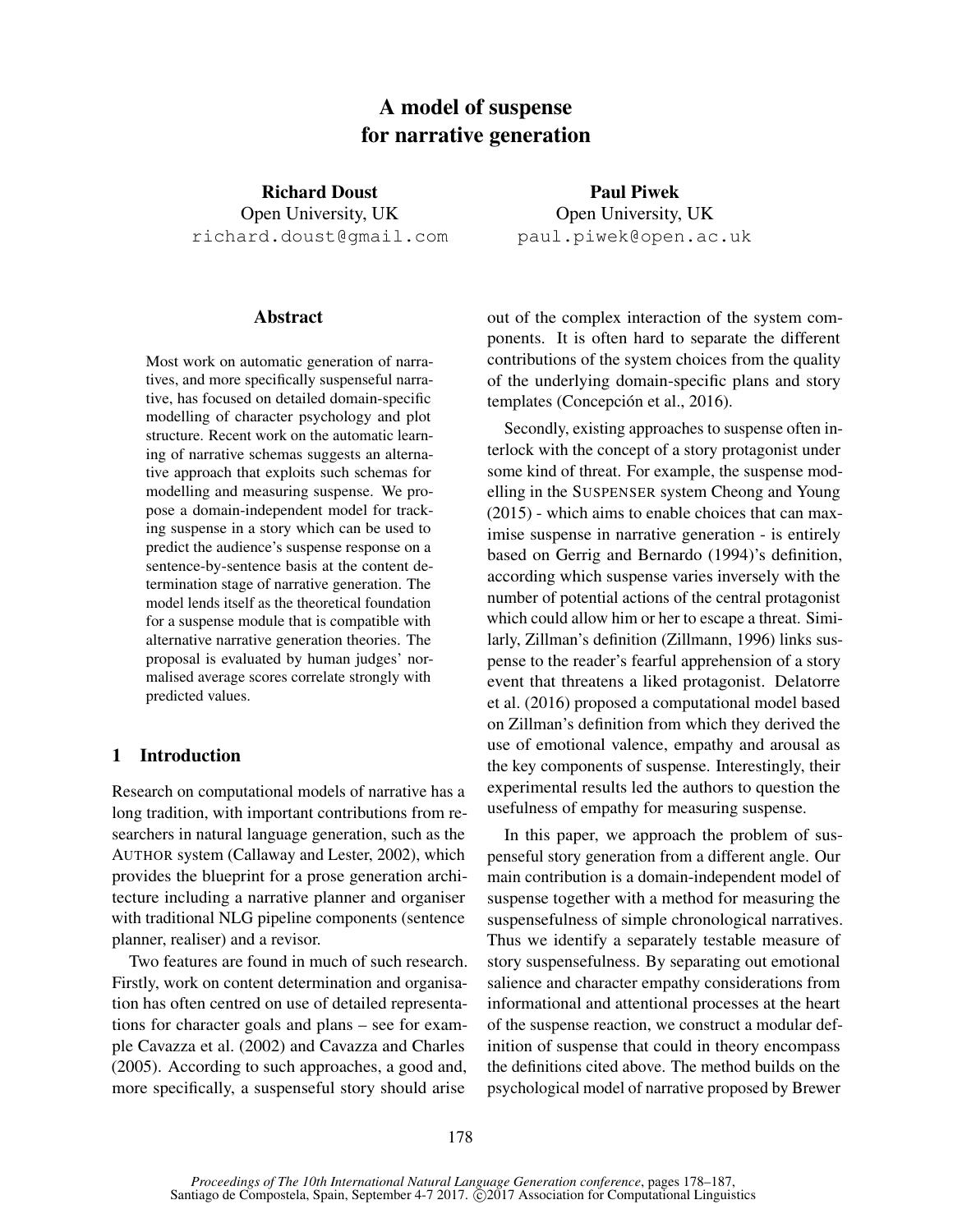# A model of suspense for narrative generation

**Richard Doust**
Open University, UK
richard.doust@gmail.com

**Paul Piwek**
Open University, UK
paul.piwek@open.ac.uk

## Abstract

Most work on automatic generation of narratives, and more specifically suspenseful narrative, has focused on detailed domain-specific modelling of character psychology and plot structure. Recent work on the automatic learning of narrative schemas suggests an alternative approach that exploits such schemas for modelling and measuring suspense. We propose a domain-independent model for tracking suspense in a story which can be used to predict the audience's suspense response on a sentence-by-sentence basis at the content determination stage of narrative generation. The model lends itself as the theoretical foundation for a suspense module that is compatible with alternative narrative generation theories. The proposal is evaluated by human judges' normalised average scores correlate strongly with predicted values.

## 1 Introduction

Research on computational models of narrative has a long tradition, with important contributions from researchers in natural language generation, such as the AUTHOR system (Callaway and Lester, 2002), which provides the blueprint for a prose generation architecture including a narrative planner and organiser with traditional NLG pipeline components (sentence planner, realiser) and a revisor.

Two features are found in much of such research. Firstly, work on content determination and organisation has often centred on use of detailed representations for character goals and plans – see for example Cavazza et al. (2002) and Cavazza and Charles (2005). According to such approaches, a good and, more specifically, a suspenseful story should arise out of the complex interaction of the system components. It is often hard to separate the different contributions of the system choices from the quality of the underlying domain-specific plans and story templates (Concepción et al., 2016).

Secondly, existing approaches to suspense often interlock with the concept of a story protagonist under some kind of threat. For example, the suspense modelling in the SUSPENSER system Cheong and Young (2015) - which aims to enable choices that can maximise suspense in narrative generation - is entirely based on Gerrig and Bernardo (1994)'s definition, according to which suspense varies inversely with the number of potential actions of the central protagonist which could allow him or her to escape a threat. Similarly, Zillman's definition (Zillmann, 1996) links suspense to the reader's fearful apprehension of a story event that threatens a liked protagonist. Delatorre et al. (2016) proposed a computational model based on Zillman's definition from which they derived the use of emotional valence, empathy and arousal as the key components of suspense. Interestingly, their experimental results led the authors to question the usefulness of empathy for measuring suspense.

In this paper, we approach the problem of suspenseful story generation from a different angle. Our main contribution is a domain-independent model of suspense together with a method for measuring the suspensefulness of simple chronological narratives. Thus we identify a separately testable measure of story suspensefulness. By separating out emotional salience and character empathy considerations from informational and attentional processes at the heart of the suspense reaction, we construct a modular definition of suspense that could in theory encompass the definitions cited above. The method builds on the psychological model of narrative proposed by Brewer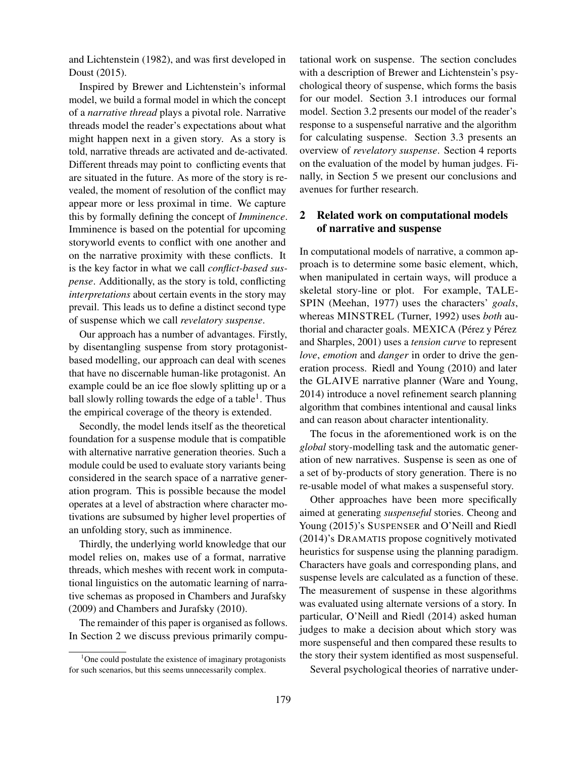and Lichtenstein (1982), and was first developed in Doust (2015).

Inspired by Brewer and Lichtenstein's informal model, we build a formal model in which the concept of a *narrative thread* plays a pivotal role. Narrative threads model the reader's expectations about what might happen next in a given story. As a story is told, narrative threads are activated and de-activated. Different threads may point to conflicting events that are situated in the future. As more of the story is revealed, the moment of resolution of the conflict may appear more or less proximal in time. We capture this by formally defining the concept of *Imminence*. Imminence is based on the potential for upcoming storyworld events to conflict with one another and on the narrative proximity with these conflicts. It is the key factor in what we call *conflict-based suspense*. Additionally, as the story is told, conflicting *interpretations* about certain events in the story may prevail. This leads us to define a distinct second type of suspense which we call *revelatory suspense*.

Our approach has a number of advantages. Firstly, by disentangling suspense from story protagonist-based modelling, our approach can deal with scenes that have no discernable human-like protagonist. An example could be an ice floe slowly splitting up or a ball slowly rolling towards the edge of a table[1]. Thus the empirical coverage of the theory is extended.

Secondly, the model lends itself as the theoretical foundation for a suspense module that is compatible with alternative narrative generation theories. Such a module could be used to evaluate story variants being considered in the search space of a narrative generation program. This is possible because the model operates at a level of abstraction where character motivations are subsumed by higher level properties of an unfolding story, such as imminence.

Thirdly, the underlying world knowledge that our model relies on, makes use of a format, narrative threads, which meshes with recent work in computational linguistics on the automatic learning of narrative schemas as proposed in Chambers and Jurafsky (2009) and Chambers and Jurafsky (2010).

The remainder of this paper is organised as follows. In Section 2 we discuss previous primarily computational work on suspense. The section concludes with a description of Brewer and Lichtenstein's psychological theory of suspense, which forms the basis for our model. Section 3.1 introduces our formal model. Section 3.2 presents our model of the reader's response to a suspenseful narrative and the algorithm for calculating suspense. Section 3.3 presents an overview of *revelatory suspense*. Section 4 reports on the evaluation of the model by human judges. Finally, in Section 5 we present our conclusions and avenues for further research.

## 2 Related work on computational models of narrative and suspense

In computational models of narrative, a common approach is to determine some basic element, which, when manipulated in certain ways, will produce a skeletal story-line or plot. For example, TALE-SPIN (Meehan, 1977) uses the characters' *goals*, whereas MINSTREL (Turner, 1992) uses *both* authorial and character goals. MEXICA (Pérez y Pérez and Sharples, 2001) uses a *tension curve* to represent *love*, *emotion* and *danger* in order to drive the generation process. Riedl and Young (2010) and later the GLAIVE narrative planner (Ware and Young, 2014) introduce a novel refinement search planning algorithm that combines intentional and causal links and can reason about character intentionality.

The focus in the aforementioned work is on the *global* story-modelling task and the automatic generation of new narratives. Suspense is seen as one of a set of by-products of story generation. There is no re-usable model of what makes a suspenseful story.

Other approaches have been more specifically aimed at generating *suspenseful* stories. Cheong and Young (2015)'s SUSPENSER and O'Neill and Riedl (2014)'s DRAMATIS propose cognitively motivated heuristics for suspense using the planning paradigm. Characters have goals and corresponding plans, and suspense levels are calculated as a function of these. The measurement of suspense in these algorithms was evaluated using alternate versions of a story. In particular, O'Neill and Riedl (2014) asked human judges to make a decision about which story was more suspenseful and then compared these results to the story their system identified as most suspenseful.

Several psychological theories of narrative under-

[1] One could postulate the existence of imaginary protagonists for such scenarios, but this seems unnecessarily complex.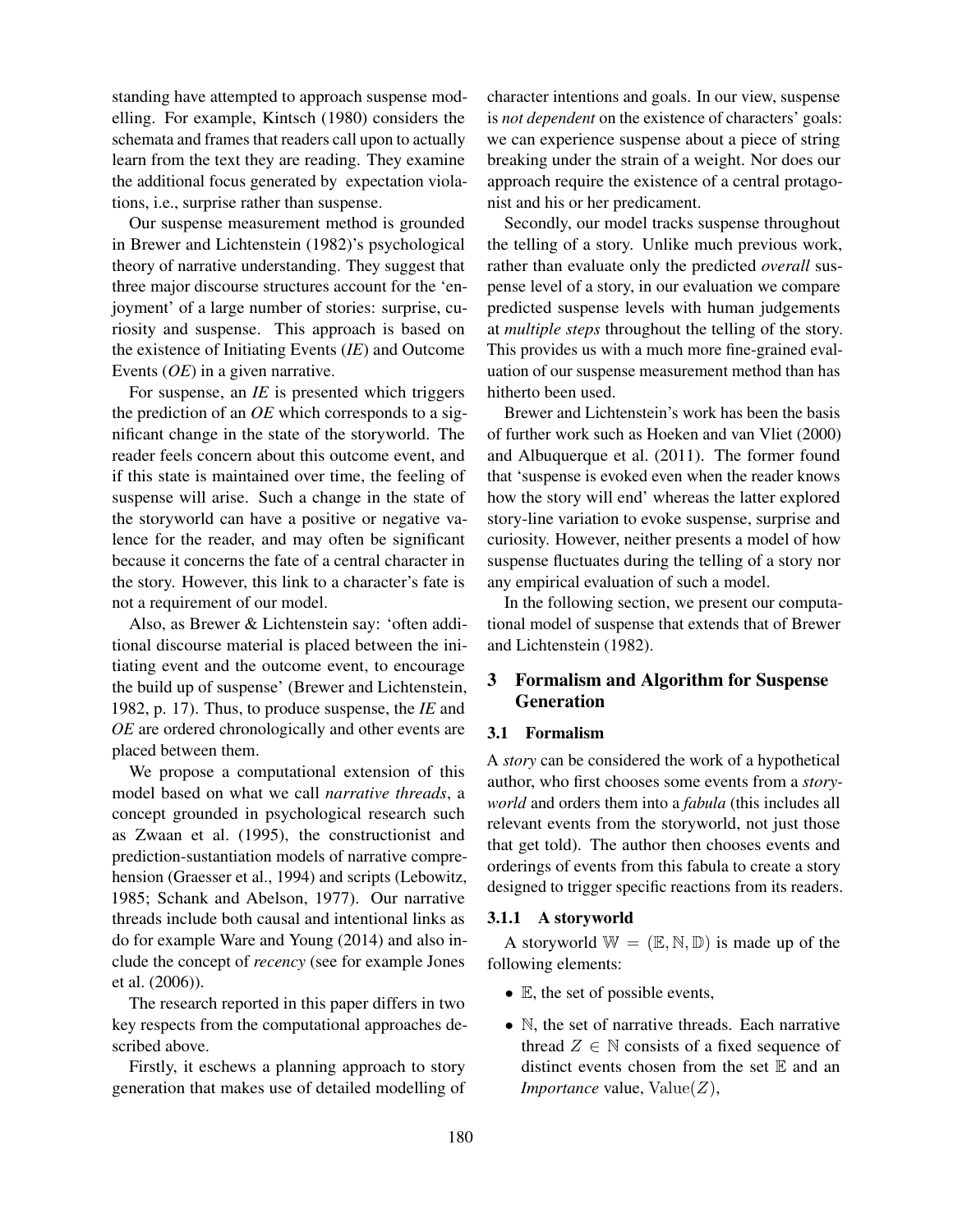standing have attempted to approach suspense modelling. For example, Kintsch (1980) considers the schemata and frames that readers call upon to actually learn from the text they are reading. They examine the additional focus generated by expectation violations, i.e., surprise rather than suspense.

Our suspense measurement method is grounded in Brewer and Lichtenstein (1982)'s psychological theory of narrative understanding. They suggest that three major discourse structures account for the 'enjoyment' of a large number of stories: surprise, curiosity and suspense. This approach is based on the existence of Initiating Events (*IE*) and Outcome Events (*OE*) in a given narrative.

For suspense, an *IE* is presented which triggers the prediction of an *OE* which corresponds to a significant change in the state of the storyworld. The reader feels concern about this outcome event, and if this state is maintained over time, the feeling of suspense will arise. Such a change in the state of the storyworld can have a positive or negative valence for the reader, and may often be significant because it concerns the fate of a central character in the story. However, this link to a character's fate is not a requirement of our model.

Also, as Brewer & Lichtenstein say: 'often additional discourse material is placed between the initiating event and the outcome event, to encourage the build up of suspense' (Brewer and Lichtenstein, 1982, p. 17). Thus, to produce suspense, the *IE* and *OE* are ordered chronologically and other events are placed between them.

We propose a computational extension of this model based on what we call *narrative threads*, a concept grounded in psychological research such as Zwaan et al. (1995), the constructionist and prediction-sustantiation models of narrative comprehension (Graesser et al., 1994) and scripts (Lebowitz, 1985; Schank and Abelson, 1977). Our narrative threads include both causal and intentional links as do for example Ware and Young (2014) and also include the concept of *recency* (see for example Jones et al. (2006)).

The research reported in this paper differs in two key respects from the computational approaches described above.

Firstly, it eschews a planning approach to story generation that makes use of detailed modelling of character intentions and goals. In our view, suspense is *not dependent* on the existence of characters' goals: we can experience suspense about a piece of string breaking under the strain of a weight. Nor does our approach require the existence of a central protagonist and his or her predicament.

Secondly, our model tracks suspense throughout the telling of a story. Unlike much previous work, rather than evaluate only the predicted *overall* suspense level of a story, in our evaluation we compare predicted suspense levels with human judgements at *multiple steps* throughout the telling of the story. This provides us with a much more fine-grained evaluation of our suspense measurement method than has hitherto been used.

Brewer and Lichtenstein's work has been the basis of further work such as Hoeken and van Vliet (2000) and Albuquerque et al. (2011). The former found that 'suspense is evoked even when the reader knows how the story will end' whereas the latter explored story-line variation to evoke suspense, surprise and curiosity. However, neither presents a model of how suspense fluctuates during the telling of a story nor any empirical evaluation of such a model.

In the following section, we present our computational model of suspense that extends that of Brewer and Lichtenstein (1982).

## 3 Formalism and Algorithm for Suspense Generation

### 3.1 Formalism

A *story* can be considered the work of a hypothetical author, who first chooses some events from a *storyworld* and orders them into a *fabula* (this includes all relevant events from the storyworld, not just those that get told). The author then chooses events and orderings of events from this fabula to create a story designed to trigger specific reactions from its readers.

#### 3.1.1 A storyworld

A storyworld $\mathbb{W} = (\mathbb{E}, \mathbb{N}, \mathbb{D})$ is made up of the following elements:

- $\mathbb{E}$, the set of possible events,
- $\mathbb{N}$, the set of narrative threads. Each narrative thread $Z \in \mathbb{N}$ consists of a fixed sequence of distinct events chosen from the set $\mathbb{E}$ and an *Importance* value, $\text{Value}(Z)$,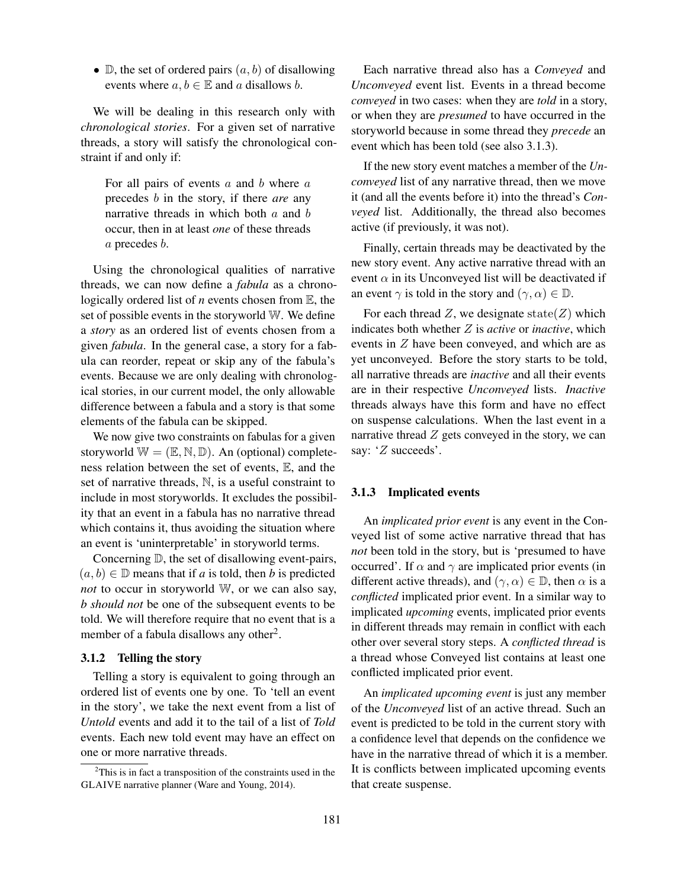- $\mathbb{D}$, the set of ordered pairs $(a, b)$ of disallowing events where $a, b \in \mathbb{E}$ and $a$ disallows $b$.

We will be dealing in this research only with *chronological stories*. For a given set of narrative threads, a story will satisfy the chronological constraint if and only if:

> For all pairs of events $a$ and $b$ where $a$ precedes $b$ in the story, if there *are* any narrative threads in which both $a$ and $b$ occur, then in at least *one* of these threads $a$ precedes $b$.

Using the chronological qualities of narrative threads, we can now define a *fabula* as a chronologically ordered list of *n* events chosen from $\mathbb{E}$, the set of possible events in the storyworld $\mathbb{W}$. We define a *story* as an ordered list of events chosen from a given *fabula*. In the general case, a story for a fabula can reorder, repeat or skip any of the fabula's events. Because we are only dealing with chronological stories, in our current model, the only allowable difference between a fabula and a story is that some elements of the fabula can be skipped.

We now give two constraints on fabulas for a given storyworld $\mathbb{W} = (\mathbb{E}, \mathbb{N}, \mathbb{D})$. An (optional) completeness relation between the set of events, $\mathbb{E}$, and the set of narrative threads, $\mathbb{N}$, is a useful constraint to include in most storyworlds. It excludes the possibility that an event in a fabula has no narrative thread which contains it, thus avoiding the situation where an event is 'uninterpretable' in storyworld terms.

Concerning $\mathbb{D}$, the set of disallowing event-pairs, $(a, b) \in \mathbb{D}$ means that if *a* is told, then *b* is predicted *not* to occur in storyworld $\mathbb{W}$, or we can also say, *b should not* be one of the subsequent events to be told. We will therefore require that no event that is a member of a fabula disallows any other[2].

### 3.1.2 Telling the story

Telling a story is equivalent to going through an ordered list of events one by one. To 'tell an event in the story', we take the next event from a list of *Untold* events and add it to the tail of a list of *Told* events. Each new told event may have an effect on one or more narrative threads.

Each narrative thread also has a *Conveyed* and *Unconveyed* event list. Events in a thread become *conveyed* in two cases: when they are *told* in a story, or when they are *presumed* to have occurred in the storyworld because in some thread they *precede* an event which has been told (see also 3.1.3).

If the new story event matches a member of the *Unconveyed* list of any narrative thread, then we move it (and all the events before it) into the thread's *Conveyed* list. Additionally, the thread also becomes active (if previously, it was not).

Finally, certain threads may be deactivated by the new story event. Any active narrative thread with an event $\alpha$ in its Unconveyed list will be deactivated if an event $\gamma$ is told in the story and $(\gamma, \alpha) \in \mathbb{D}$.

For each thread $Z$, we designate $\mathrm{state}(Z)$ which indicates both whether $Z$ is *active* or *inactive*, which events in $Z$ have been conveyed, and which are as yet unconveyed. Before the story starts to be told, all narrative threads are *inactive* and all their events are in their respective *Unconveyed* lists. *Inactive* threads always have this form and have no effect on suspense calculations. When the last event in a narrative thread $Z$ gets conveyed in the story, we can say: '$Z$ succeeds'.

### 3.1.3 Implicated events

An *implicated prior event* is any event in the Conveyed list of some active narrative thread that has *not* been told in the story, but is 'presumed to have occurred'. If $\alpha$ and $\gamma$ are implicated prior events (in different active threads), and $(\gamma, \alpha) \in \mathbb{D}$, then $\alpha$ is a *conflicted* implicated prior event. In a similar way to implicated *upcoming* events, implicated prior events in different threads may remain in conflict with each other over several story steps. A *conflicted thread* is a thread whose Conveyed list contains at least one conflicted implicated prior event.

An *implicated upcoming event* is just any member of the *Unconveyed* list of an active thread. Such an event is predicted to be told in the current story with a confidence level that depends on the confidence we have in the narrative thread of which it is a member. It is conflicts between implicated upcoming events that create suspense.

[2] This is in fact a transposition of the constraints used in the GLAIVE narrative planner (Ware and Young, 2014).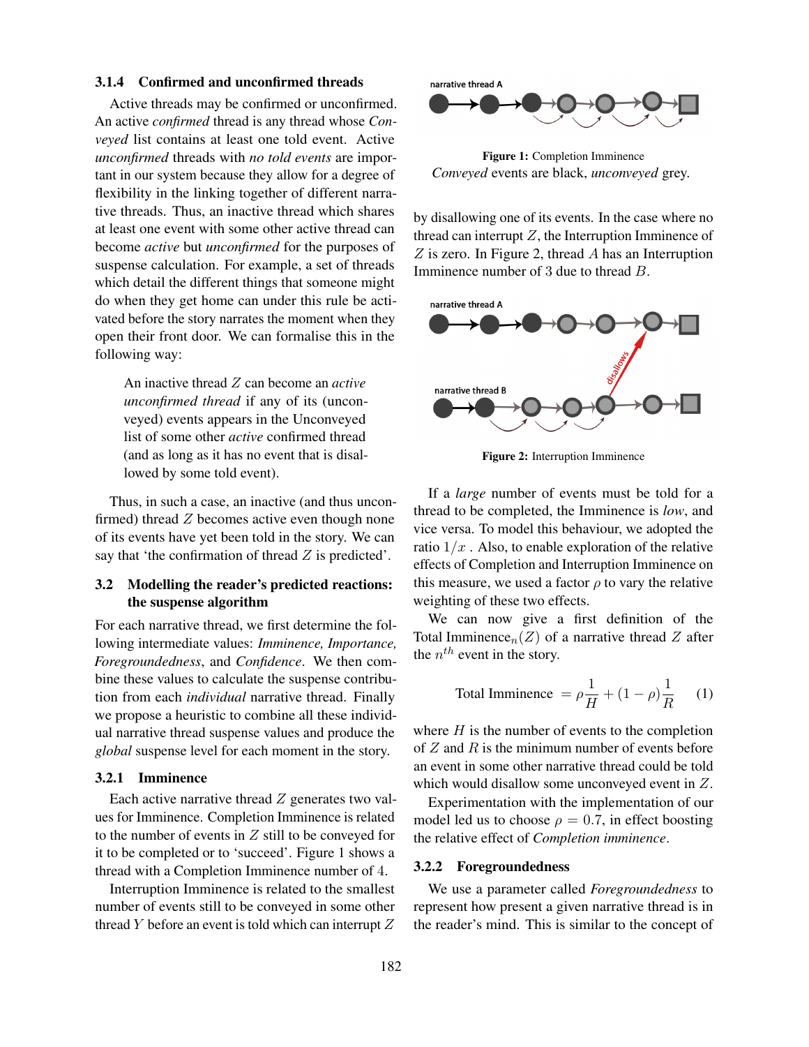#### 3.1.4 Confirmed and unconfirmed threads

Active threads may be confirmed or unconfirmed. An active *confirmed* thread is any thread whose *Conveyed* list contains at least one told event. Active *unconfirmed* threads with *no told events* are important in our system because they allow for a degree of flexibility in the linking together of different narrative threads. Thus, an inactive thread which shares at least one event with some other active thread can become *active* but *unconfirmed* for the purposes of suspense calculation. For example, a set of threads which detail the different things that someone might do when they get home can under this rule be activated before the story narrates the moment when they open their front door. We can formalise this in the following way:

> An inactive thread $Z$ can become an *active unconfirmed thread* if any of its (unconveyed) events appears in the Unconveyed list of some other *active* confirmed thread (and as long as it has no event that is disallowed by some told event).

Thus, in such a case, an inactive (and thus unconfirmed) thread $Z$ becomes active even though none of its events have yet been told in the story. We can say that 'the confirmation of thread $Z$ is predicted'.

### 3.2 Modelling the reader's predicted reactions: the suspense algorithm

For each narrative thread, we first determine the following intermediate values: *Imminence, Importance, Foregroundedness*, and *Confidence*. We then combine these values to calculate the suspense contribution from each *individual* narrative thread. Finally we propose a heuristic to combine all these individual narrative thread suspense values and produce the *global* suspense level for each moment in the story.

#### 3.2.1 Imminence

Each active narrative thread $Z$ generates two values for Imminence. Completion Imminence is related to the number of events in $Z$ still to be conveyed for it to be completed or to 'succeed'. Figure 1 shows a thread with a Completion Imminence number of 4.

**Figure 1:** Completion Imminence
*Conveyed* events are black, *unconveyed* grey.

Interruption Imminence is related to the smallest number of events still to be conveyed in some other thread $Y$ before an event is told which can interrupt $Z$ by disallowing one of its events. In the case where no thread can interrupt $Z$, the Interruption Imminence of $Z$ is zero. In Figure 2, thread $A$ has an Interruption Imminence number of 3 due to thread $B$.

**Figure 2:** Interruption Imminence

If a *large* number of events must be told for a thread to be completed, the Imminence is *low*, and vice versa. To model this behaviour, we adopted the ratio $1/x$ . Also, to enable exploration of the relative effects of Completion and Interruption Imminence on this measure, we used a factor $\rho$ to vary the relative weighting of these two effects.

We can now give a first definition of the Total Imminence$_n(Z)$ of a narrative thread $Z$ after the $n^{th}$ event in the story.

$$\text{Total Imminence} = \rho\frac{1}{H} + (1-\rho)\frac{1}{R} \quad (1)$$

where $H$ is the number of events to the completion of $Z$ and $R$ is the minimum number of events before an event in some other narrative thread could be told which would disallow some unconveyed event in $Z$.

Experimentation with the implementation of our model led us to choose $\rho = 0.7$, in effect boosting the relative effect of *Completion imminence*.

#### 3.2.2 Foregroundedness

We use a parameter called *Foregroundedness* to represent how present a given narrative thread is in the reader's mind. This is similar to the concept of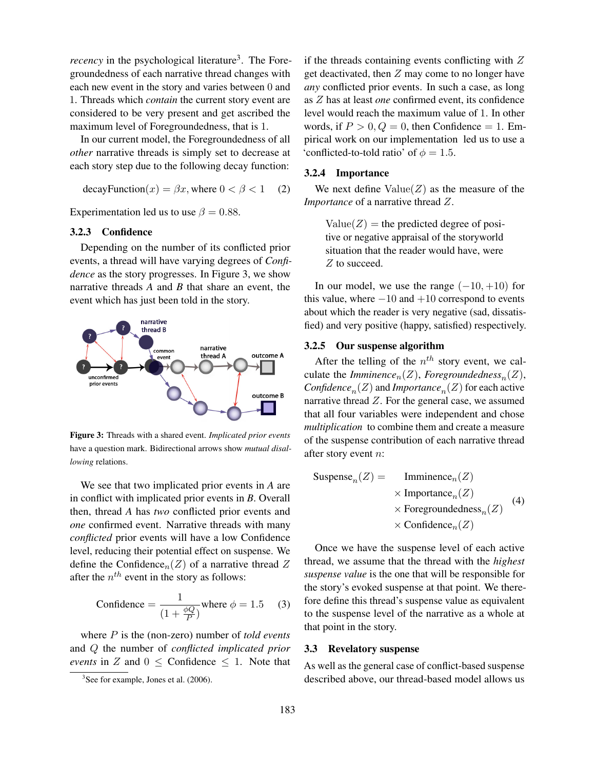*recency* in the psychological literature[3]. The Foregroundedness of each narrative thread changes with each new event in the story and varies between 0 and 1. Threads which *contain* the current story event are considered to be very present and get ascribed the maximum level of Foregroundedness, that is 1.

In our current model, the Foregroundedness of all *other* narrative threads is simply set to decrease at each story step due to the following decay function:

$$\text{decayFunction}(x) = \beta x, \text{ where } 0 < \beta < 1 \quad (2)$$

Experimentation led us to use $\beta = 0.88$.

### 3.2.3 Confidence

Depending on the number of its conflicted prior events, a thread will have varying degrees of *Confidence* as the story progresses. In Figure 3, we show narrative threads $A$ and $B$ that share an event, the event which has just been told in the story.

**Figure 3:** Threads with a shared event. *Implicated prior events* have a question mark. Bidirectional arrows show *mutual disallowing* relations.

We see that two implicated prior events in $A$ are in conflict with implicated prior events in $B$. Overall then, thread $A$ has *two* conflicted prior events and *one* confirmed event. Narrative threads with many *conflicted* prior events will have a low Confidence level, reducing their potential effect on suspense. We define the $\text{Confidence}_n(Z)$ of a narrative thread $Z$ after the $n^{th}$ event in the story as follows:

$$\text{Confidence} = \frac{1}{(1 + \frac{\phi Q}{P})} \text{where } \phi = 1.5 \quad (3)$$

where $P$ is the (non-zero) number of *told events* and $Q$ the number of *conflicted implicated prior events* in $Z$ and $0 \leq \text{Confidence} \leq 1$. Note that if the threads containing events conflicting with $Z$ get deactivated, then $Z$ may come to no longer have *any* conflicted prior events. In such a case, as long as $Z$ has at least *one* confirmed event, its confidence level would reach the maximum value of 1. In other words, if $P > 0, Q = 0$, then Confidence $= 1$. Empirical work on our implementation led us to use a 'conflicted-to-told ratio' of $\phi = 1.5$.

### 3.2.4 Importance

We next define $\text{Value}(Z)$ as the measure of the *Importance* of a narrative thread $Z$.

> $\text{Value}(Z)$ = the predicted degree of positive or negative appraisal of the storyworld situation that the reader would have, were $Z$ to succeed.

In our model, we use the range $(-10, +10)$ for this value, where $-10$ and $+10$ correspond to events about which the reader is very negative (sad, dissatisfied) and very positive (happy, satisfied) respectively.

### 3.2.5 Our suspense algorithm

After the telling of the $n^{th}$ story event, we calculate the *Imminence*$_n(Z)$, *Foregroundedness*$_n(Z)$, *Confidence*$_n(Z)$ and *Importance*$_n(Z)$ for each active narrative thread $Z$. For the general case, we assumed that all four variables were independent and chose *multiplication* to combine them and create a measure of the suspense contribution of each narrative thread after story event $n$:

$$\begin{aligned} \text{Suspense}_n(Z) = \quad & \text{Imminence}_n(Z) \\ & \times \text{Importance}_n(Z) \\ & \times \text{Foregroundedness}_n(Z) \\ & \times \text{Confidence}_n(Z) \end{aligned} \quad (4)$$

Once we have the suspense level of each active thread, we assume that the thread with the *highest suspense value* is the one that will be responsible for the story's evoked suspense at that point. We therefore define this thread's suspense value as equivalent to the suspense level of the narrative as a whole at that point in the story.

## 3.3 Revelatory suspense

As well as the general case of conflict-based suspense described above, our thread-based model allows us

[3] See for example, Jones et al. (2006).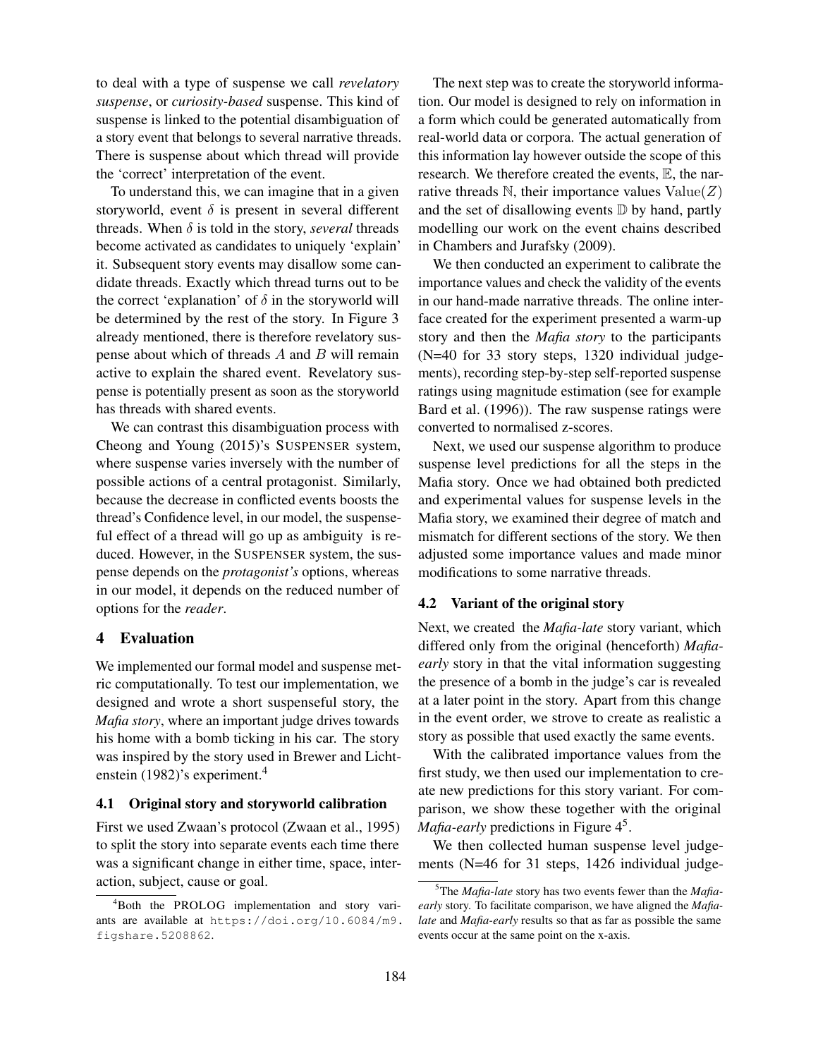to deal with a type of suspense we call *revelatory suspense*, or *curiosity-based* suspense. This kind of suspense is linked to the potential disambiguation of a story event that belongs to several narrative threads. There is suspense about which thread will provide the 'correct' interpretation of the event.

To understand this, we can imagine that in a given storyworld, event $\delta$ is present in several different threads. When $\delta$ is told in the story, *several* threads become activated as candidates to uniquely 'explain' it. Subsequent story events may disallow some candidate threads. Exactly which thread turns out to be the correct 'explanation' of $\delta$ in the storyworld will be determined by the rest of the story. In Figure 3 already mentioned, there is therefore revelatory suspense about which of threads $A$ and $B$ will remain active to explain the shared event. Revelatory suspense is potentially present as soon as the storyworld has threads with shared events.

We can contrast this disambiguation process with Cheong and Young (2015)'s SUSPENSER system, where suspense varies inversely with the number of possible actions of a central protagonist. Similarly, because the decrease in conflicted events boosts the thread's Confidence level, in our model, the suspenseful effect of a thread will go up as ambiguity is reduced. However, in the SUSPENSER system, the suspense depends on the *protagonist's* options, whereas in our model, it depends on the reduced number of options for the *reader*.

## 4 Evaluation

We implemented our formal model and suspense metric computationally. To test our implementation, we designed and wrote a short suspenseful story, the *Mafia story*, where an important judge drives towards his home with a bomb ticking in his car. The story was inspired by the story used in Brewer and Lichtenstein (1982)'s experiment.[4]

### 4.1 Original story and storyworld calibration

First we used Zwaan's protocol (Zwaan et al., 1995) to split the story into separate events each time there was a significant change in either time, space, interaction, subject, cause or goal.

The next step was to create the storyworld information. Our model is designed to rely on information in a form which could be generated automatically from real-world data or corpora. The actual generation of this information lay however outside the scope of this research. We therefore created the events, $\mathbb{E}$, the narrative threads $\mathbb{N}$, their importance values $\mathrm{Value}(Z)$ and the set of disallowing events $\mathbb{D}$ by hand, partly modelling our work on the event chains described in Chambers and Jurafsky (2009).

We then conducted an experiment to calibrate the importance values and check the validity of the events in our hand-made narrative threads. The online interface created for the experiment presented a warm-up story and then the *Mafia story* to the participants (N=40 for 33 story steps, 1320 individual judgements), recording step-by-step self-reported suspense ratings using magnitude estimation (see for example Bard et al. (1996)). The raw suspense ratings were converted to normalised z-scores.

Next, we used our suspense algorithm to produce suspense level predictions for all the steps in the Mafia story. Once we had obtained both predicted and experimental values for suspense levels in the Mafia story, we examined their degree of match and mismatch for different sections of the story. We then adjusted some importance values and made minor modifications to some narrative threads.

### 4.2 Variant of the original story

Next, we created the *Mafia-late* story variant, which differed only from the original (henceforth) *Mafia-early* story in that the vital information suggesting the presence of a bomb in the judge's car is revealed at a later point in the story. Apart from this change in the event order, we strove to create as realistic a story as possible that used exactly the same events.

With the calibrated importance values from the first study, we then used our implementation to create new predictions for this story variant. For comparison, we show these together with the original *Mafia-early* predictions in Figure 4[5].

We then collected human suspense level judgements (N=46 for 31 steps, 1426 individual judge-

[4] Both the PROLOG implementation and story variants are available at `https://doi.org/10.6084/m9.figshare.5208862`.

[5] The *Mafia-late* story has two events fewer than the *Mafia-early* story. To facilitate comparison, we have aligned the *Mafia-late* and *Mafia-early* results so that as far as possible the same events occur at the same point on the x-axis.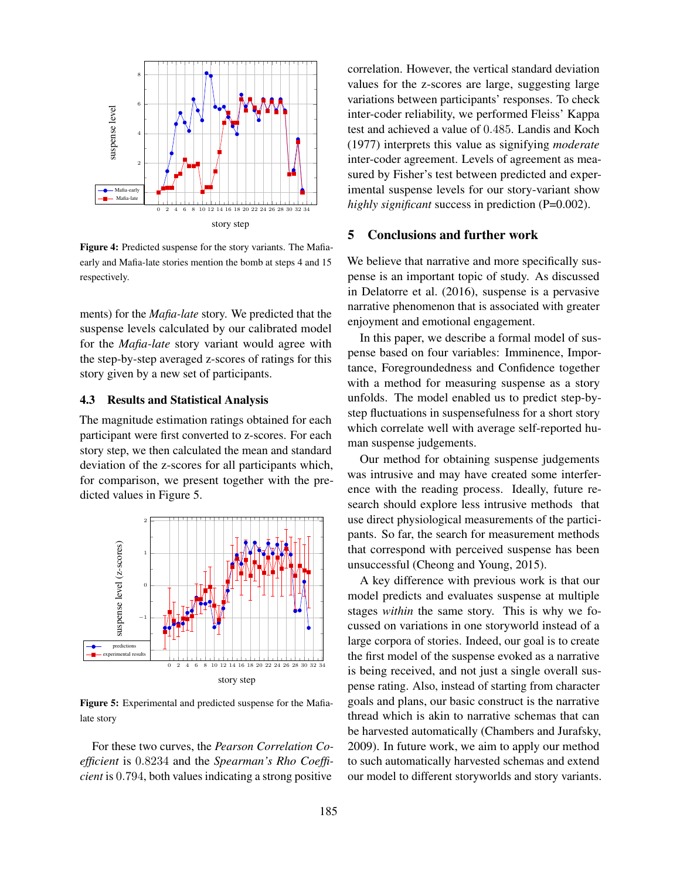Figure 4: Predicted suspense for the story variants. The Mafia-early and Mafia-late stories mention the bomb at steps 4 and 15 respectively.

ments) for the *Mafia-late* story. We predicted that the suspense levels calculated by our calibrated model for the *Mafia-late* story variant would agree with the step-by-step averaged z-scores of ratings for this story given by a new set of participants.

### 4.3 Results and Statistical Analysis

The magnitude estimation ratings obtained for each participant were first converted to z-scores. For each story step, we then calculated the mean and standard deviation of the z-scores for all participants which, for comparison, we present together with the predicted values in Figure 5.

Figure 5: Experimental and predicted suspense for the Mafia-late story

For these two curves, the *Pearson Correlation Coefficient* is 0.8234 and the *Spearman's Rho Coefficient* is 0.794, both values indicating a strong positive correlation. However, the vertical standard deviation values for the z-scores are large, suggesting large variations between participants' responses. To check inter-coder reliability, we performed Fleiss' Kappa test and achieved a value of 0.485. Landis and Koch (1977) interprets this value as signifying *moderate* inter-coder agreement. Levels of agreement as measured by Fisher's test between predicted and experimental suspense levels for our story-variant show *highly significant* success in prediction (P=0.002).

## 5 Conclusions and further work

We believe that narrative and more specifically suspense is an important topic of study. As discussed in Delatorre et al. (2016), suspense is a pervasive narrative phenomenon that is associated with greater enjoyment and emotional engagement.

In this paper, we describe a formal model of suspense based on four variables: Imminence, Importance, Foregroundedness and Confidence together with a method for measuring suspense as a story unfolds. The model enabled us to predict step-by-step fluctuations in suspensefulness for a short story which correlate well with average self-reported human suspense judgements.

Our method for obtaining suspense judgements was intrusive and may have created some interference with the reading process. Ideally, future research should explore less intrusive methods that use direct physiological measurements of the participants. So far, the search for measurement methods that correspond with perceived suspense has been unsuccessful (Cheong and Young, 2015).

A key difference with previous work is that our model predicts and evaluates suspense at multiple stages *within* the same story. This is why we focussed on variations in one storyworld instead of a large corpora of stories. Indeed, our goal is to create the first model of the suspense evoked as a narrative is being received, and not just a single overall suspense rating. Also, instead of starting from character goals and plans, our basic construct is the narrative thread which is akin to narrative schemas that can be harvested automatically (Chambers and Jurafsky, 2009). In future work, we aim to apply our method to such automatically harvested schemas and extend our model to different storyworlds and story variants.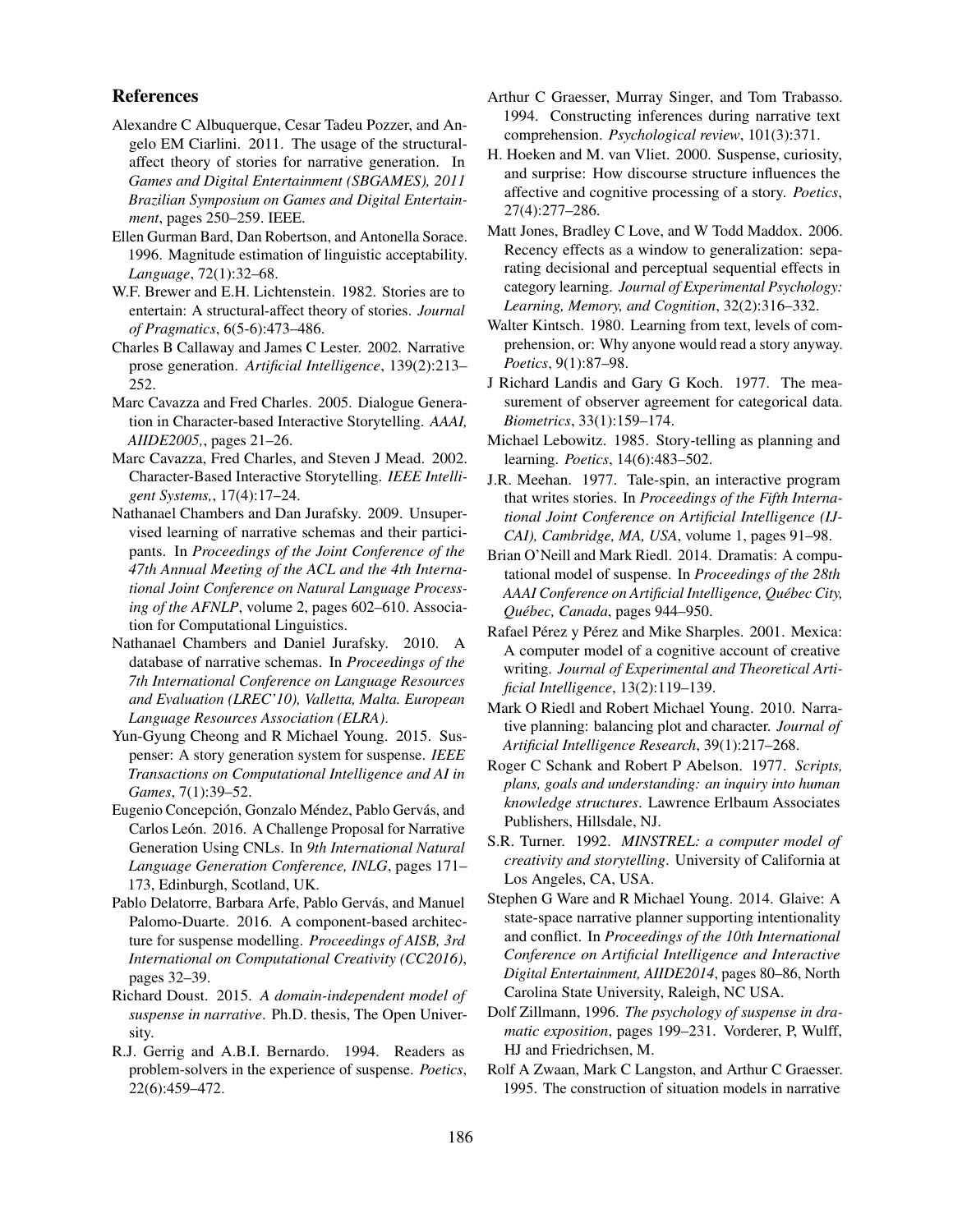## References

Alexandre C Albuquerque, Cesar Tadeu Pozzer, and Angelo EM Ciarlini. 2011. The usage of the structural-affect theory of stories for narrative generation. In *Games and Digital Entertainment (SBGAMES), 2011 Brazilian Symposium on Games and Digital Entertainment*, pages 250–259. IEEE.

Ellen Gurman Bard, Dan Robertson, and Antonella Sorace. 1996. Magnitude estimation of linguistic acceptability. *Language*, 72(1):32–68.

W.F. Brewer and E.H. Lichtenstein. 1982. Stories are to entertain: A structural-affect theory of stories. *Journal of Pragmatics*, 6(5-6):473–486.

Charles B Callaway and James C Lester. 2002. Narrative prose generation. *Artificial Intelligence*, 139(2):213–252.

Marc Cavazza and Fred Charles. 2005. Dialogue Generation in Character-based Interactive Storytelling. *AAAI, AIIDE2005,*, pages 21–26.

Marc Cavazza, Fred Charles, and Steven J Mead. 2002. Character-Based Interactive Storytelling. *IEEE Intelligent Systems,*, 17(4):17–24.

Nathanael Chambers and Dan Jurafsky. 2009. Unsupervised learning of narrative schemas and their participants. In *Proceedings of the Joint Conference of the 47th Annual Meeting of the ACL and the 4th International Joint Conference on Natural Language Processing of the AFNLP*, volume 2, pages 602–610. Association for Computational Linguistics.

Nathanael Chambers and Daniel Jurafsky. 2010. A database of narrative schemas. In *Proceedings of the 7th International Conference on Language Resources and Evaluation (LREC'10), Valletta, Malta. European Language Resources Association (ELRA)*.

Yun-Gyung Cheong and R Michael Young. 2015. Suspenser: A story generation system for suspense. *IEEE Transactions on Computational Intelligence and AI in Games*, 7(1):39–52.

Eugenio Concepción, Gonzalo Méndez, Pablo Gervás, and Carlos León. 2016. A Challenge Proposal for Narrative Generation Using CNLs. In *9th International Natural Language Generation Conference, INLG*, pages 171–173, Edinburgh, Scotland, UK.

Pablo Delatorre, Barbara Arfe, Pablo Gervás, and Manuel Palomo-Duarte. 2016. A component-based architecture for suspense modelling. *Proceedings of AISB, 3rd International on Computational Creativity (CC2016)*, pages 32–39.

Richard Doust. 2015. *A domain-independent model of suspense in narrative*. Ph.D. thesis, The Open University.

R.J. Gerrig and A.B.I. Bernardo. 1994. Readers as problem-solvers in the experience of suspense. *Poetics*, 22(6):459–472.

Arthur C Graesser, Murray Singer, and Tom Trabasso. 1994. Constructing inferences during narrative text comprehension. *Psychological review*, 101(3):371.

H. Hoeken and M. van Vliet. 2000. Suspense, curiosity, and surprise: How discourse structure influences the affective and cognitive processing of a story. *Poetics*, 27(4):277–286.

Matt Jones, Bradley C Love, and W Todd Maddox. 2006. Recency effects as a window to generalization: separating decisional and perceptual sequential effects in category learning. *Journal of Experimental Psychology: Learning, Memory, and Cognition*, 32(2):316–332.

Walter Kintsch. 1980. Learning from text, levels of comprehension, or: Why anyone would read a story anyway. *Poetics*, 9(1):87–98.

J Richard Landis and Gary G Koch. 1977. The measurement of observer agreement for categorical data. *Biometrics*, 33(1):159–174.

Michael Lebowitz. 1985. Story-telling as planning and learning. *Poetics*, 14(6):483–502.

J.R. Meehan. 1977. Tale-spin, an interactive program that writes stories. In *Proceedings of the Fifth International Joint Conference on Artificial Intelligence (IJCAI), Cambridge, MA, USA*, volume 1, pages 91–98.

Brian O'Neill and Mark Riedl. 2014. Dramatis: A computational model of suspense. In *Proceedings of the 28th AAAI Conference on Artificial Intelligence, Québec City, Québec, Canada*, pages 944–950.

Rafael Pérez y Pérez and Mike Sharples. 2001. Mexica: A computer model of a cognitive account of creative writing. *Journal of Experimental and Theoretical Artificial Intelligence*, 13(2):119–139.

Mark O Riedl and Robert Michael Young. 2010. Narrative planning: balancing plot and character. *Journal of Artificial Intelligence Research*, 39(1):217–268.

Roger C Schank and Robert P Abelson. 1977. *Scripts, plans, goals and understanding: an inquiry into human knowledge structures*. Lawrence Erlbaum Associates Publishers, Hillsdale, NJ.

S.R. Turner. 1992. *MINSTREL: a computer model of creativity and storytelling*. University of California at Los Angeles, CA, USA.

Stephen G Ware and R Michael Young. 2014. Glaive: A state-space narrative planner supporting intentionality and conflict. In *Proceedings of the 10th International Conference on Artificial Intelligence and Interactive Digital Entertainment, AIIDE2014*, pages 80–86, North Carolina State University, Raleigh, NC USA.

Dolf Zillmann, 1996. *The psychology of suspense in dramatic exposition*, pages 199–231. Vorderer, P, Wulff, HJ and Friedrichsen, M.

Rolf A Zwaan, Mark C Langston, and Arthur C Graesser. 1995. The construction of situation models in narrative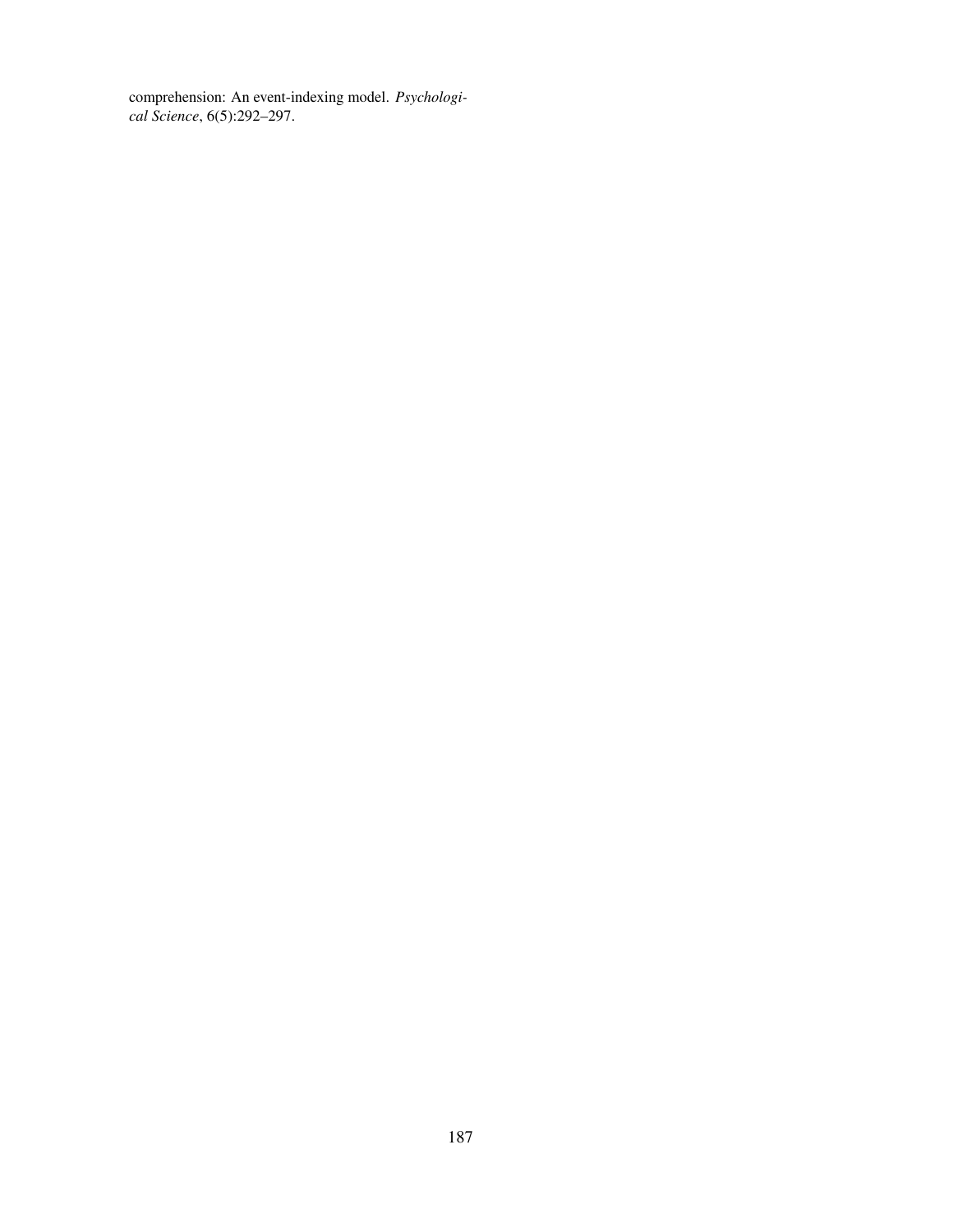comprehension: An event-indexing model. *Psychological Science*, 6(5):292–297.